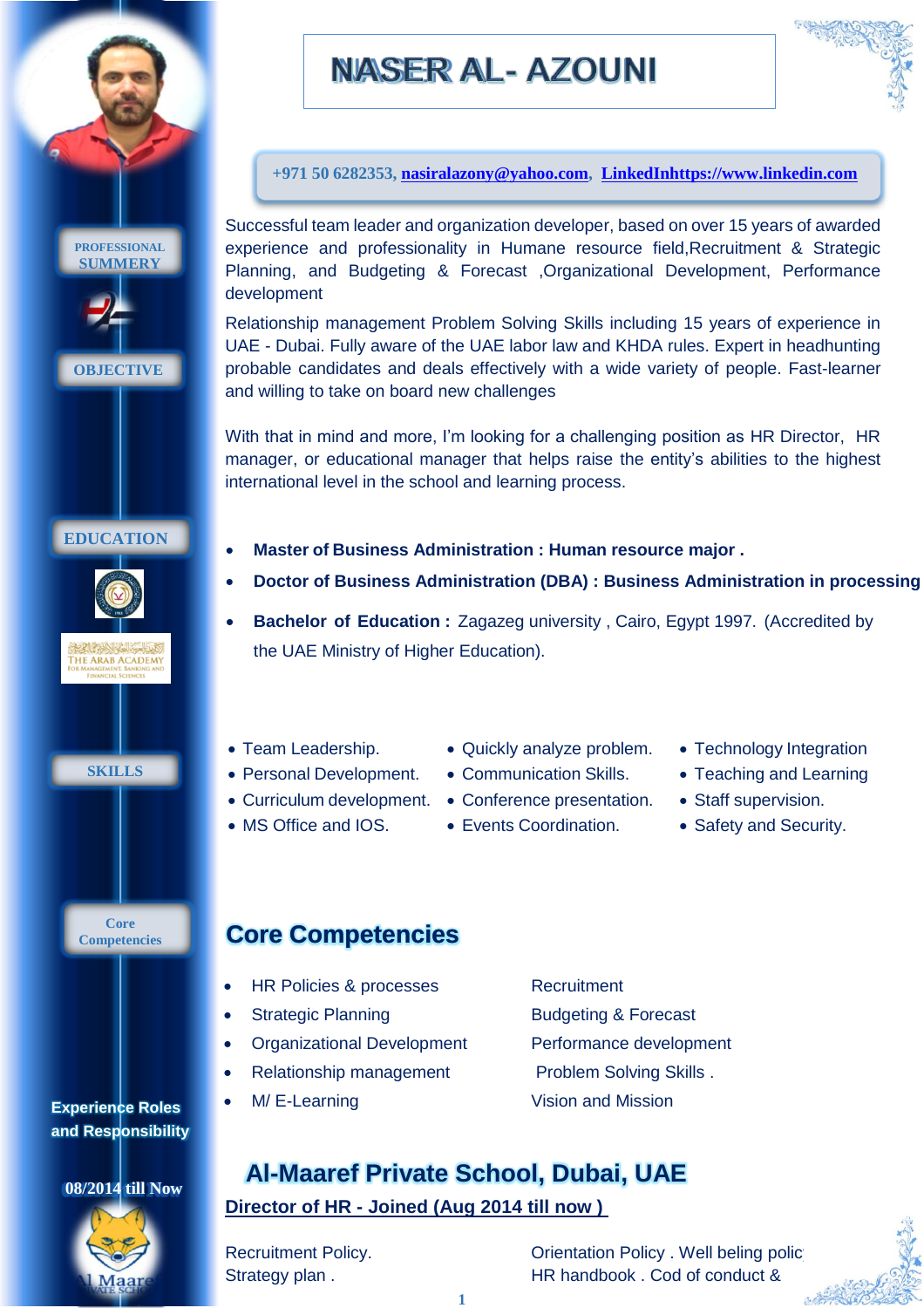# NASER AL- AZOUNI

+971 50 6282353, nasiralazony@yahoo.com, LinkedInhttps://www.linkedin.com

## PROFESSIONAL SUMMERY

Successful team leader and organization developer, based on over 15 years of awarded experience and professionality in Humane resource field,Recruitment & Strategic Planning, and Budgeting & Forecast ,Organizational Development, Performance development

Relationship management Problem Solving Skills including 15 years of experience in UAE - Dubai. Fully aware of the UAE labor law and KHDA rules. Expert in headhunting probable candidates and deals effectively with a wide variety of people. Fast-learner and willing to take on board new challenges

## OBJECTIVE

With that in mind and more, I'm looking for a challenging position as HR Director, HR manager, or educational manager that helps raise the entity's abilities to the highest international level in the school and learning process.

## EDUCATION

- **Master of Business Administration : Human resource major .**
- **Doctor of Business Administration (DBA) : Business Administration in processing**
- **Bachelor of Education :** Zagazeg university , Cairo, Egypt 1997. (Accredited by the UAE Ministry of Higher Education).

## SKILLS

- Team Leadership.
- Personal Development.
- Curriculum development.
- MS Office and IOS.
- Quickly analyze problem.
- Communication Skills.
- Conference presentation.
- Events Coordination.
- Technology Integration
- Teaching and Learning
- Staff supervision.
- Safety and Security.

## Core Competencies

- HR Policies & processes
- Strategic Planning
- Organizational Development
- Relationship management
- M/ E-Learning

Recruitment
Budgeting & Forecast
Performance development
Problem Solving Skills .
Vision and Mission

## Experience Roles and Responsibility

08/2014 till Now

## Al-Maaref Private School, Dubai, UAE

**Director of HR - Joined (Aug 2014 till now )**

Recruitment Policy.
Strategy plan .

Orientation Policy . Well beling polic
HR handbook . Cod of conduct &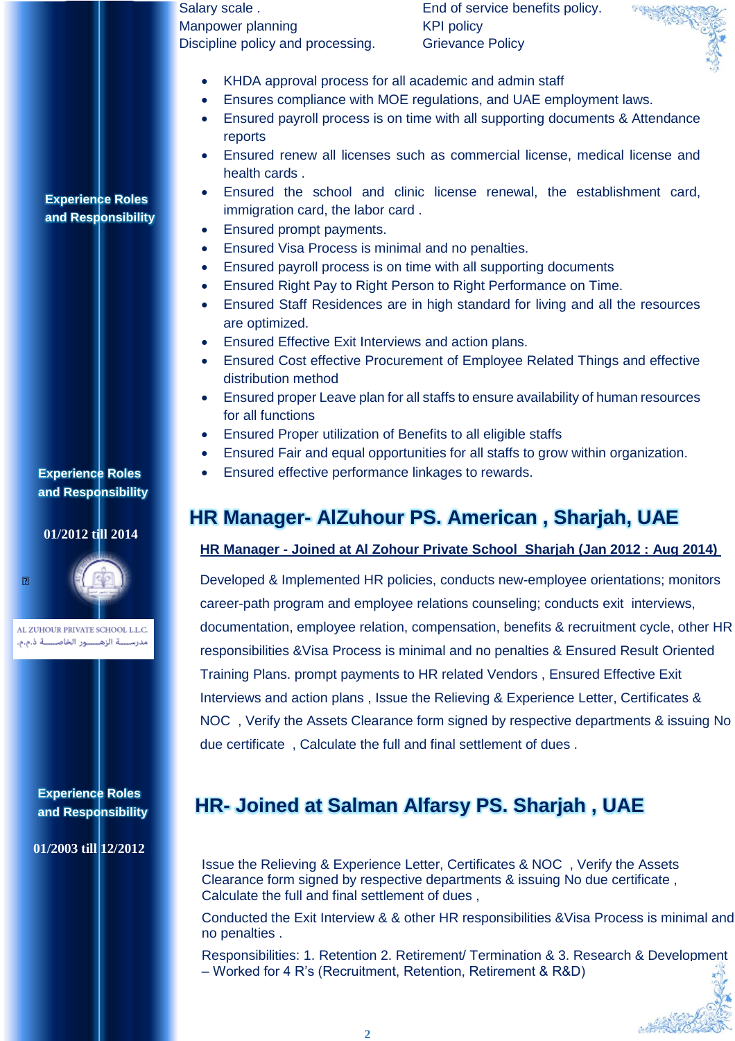| | |
|---|---|
| Salary scale . | End of service benefits policy. |
| Manpower planning | KPI policy |
| Discipline policy and processing. | Grievance Policy |

**Experience Roles and Responsibility**

- KHDA approval process for all academic and admin staff
- Ensures compliance with MOE regulations, and UAE employment laws.
- Ensured payroll process is on time with all supporting documents & Attendance reports
- Ensured renew all licenses such as commercial license, medical license and health cards .
- Ensured the school and clinic license renewal, the establishment card, immigration card, the labor card .
- Ensured prompt payments.
- Ensured Visa Process is minimal and no penalties.
- Ensured payroll process is on time with all supporting documents
- Ensured Right Pay to Right Person to Right Performance on Time.
- Ensured Staff Residences are in high standard for living and all the resources are optimized.
- Ensured Effective Exit Interviews and action plans.
- Ensured Cost effective Procurement of Employee Related Things and effective distribution method
- Ensured proper Leave plan for all staffs to ensure availability of human resources for all functions
- Ensured Proper utilization of Benefits to all eligible staffs
- Ensured Fair and equal opportunities for all staffs to grow within organization.
- Ensured effective performance linkages to rewards.

**Experience Roles and Responsibility**

**01/2012 till 2014**

AL ZUHOUR PRIVATE SCHOOL L.L.C.
مدرسة الزهور الخاصة ذ.م.م.

## HR Manager- AlZuhour PS. American , Sharjah, UAE

**HR Manager - Joined at Al Zohour Private School Sharjah (Jan 2012 : Aug 2014)**

Developed & Implemented HR policies, conducts new-employee orientations; monitors career-path program and employee relations counseling; conducts exit interviews, documentation, employee relation, compensation, benefits & recruitment cycle, other HR responsibilities &Visa Process is minimal and no penalties & Ensured Result Oriented Training Plans. prompt payments to HR related Vendors , Ensured Effective Exit Interviews and action plans , Issue the Relieving & Experience Letter, Certificates & NOC , Verify the Assets Clearance form signed by respective departments & issuing No due certificate , Calculate the full and final settlement of dues .

**Experience Roles and Responsibility**

**01/2003 till 12/2012**

## HR- Joined at Salman Alfarsy PS. Sharjah , UAE

Issue the Relieving & Experience Letter, Certificates & NOC , Verify the Assets Clearance form signed by respective departments & issuing No due certificate , Calculate the full and final settlement of dues ,

Conducted the Exit Interview & & other HR responsibilities &Visa Process is minimal and no penalties .

Responsibilities: 1. Retention 2. Retirement/ Termination & 3. Research & Development – Worked for 4 R's (Recruitment, Retention, Retirement & R&D)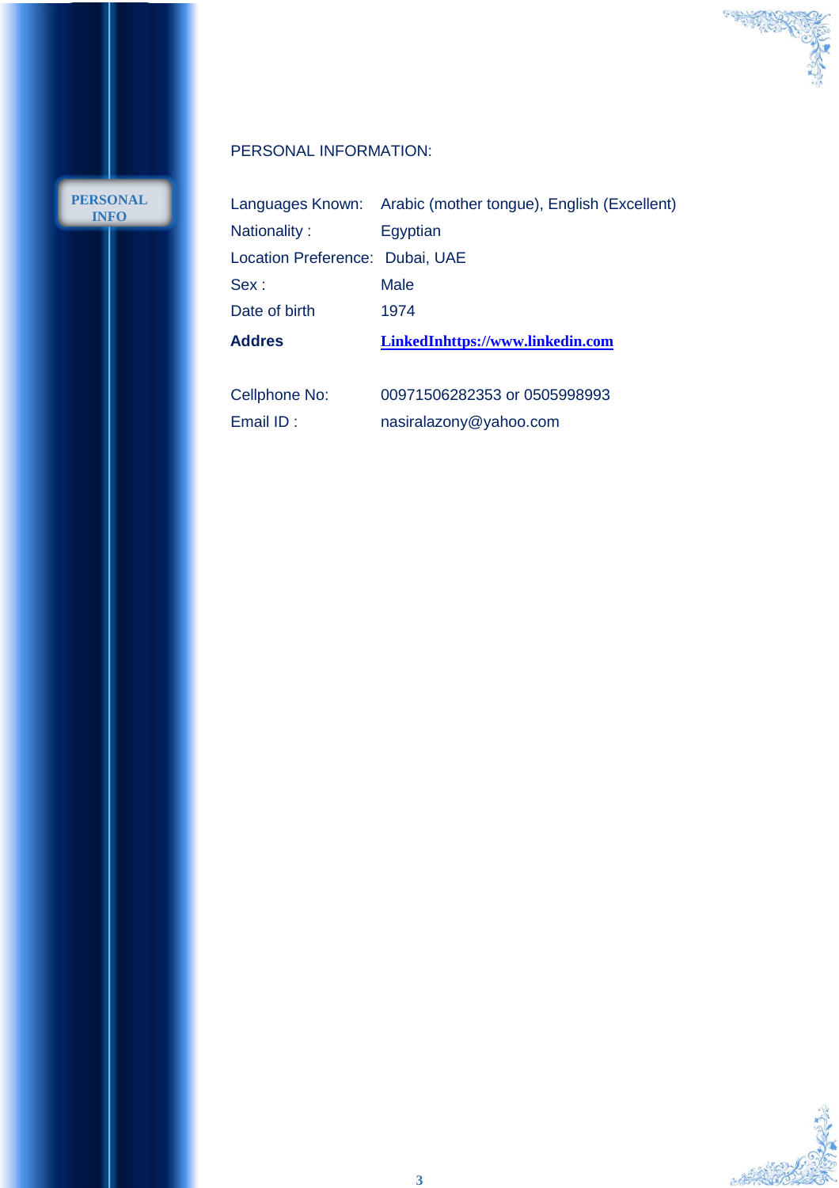PERSONAL INFO

PERSONAL INFORMATION:

| | |
|---|---|
| Languages Known: | Arabic (mother tongue), English (Excellent) |
| Nationality : | Egyptian |
| Location Preference: | Dubai, UAE |
| Sex : | Male |
| Date of birth | 1974 |
| **Addres** | **LinkedInhttps://www.linkedin.com** |
| | |
| Cellphone No: | 00971506282353 or 0505998993 |
| Email ID : | nasiralazony@yahoo.com |